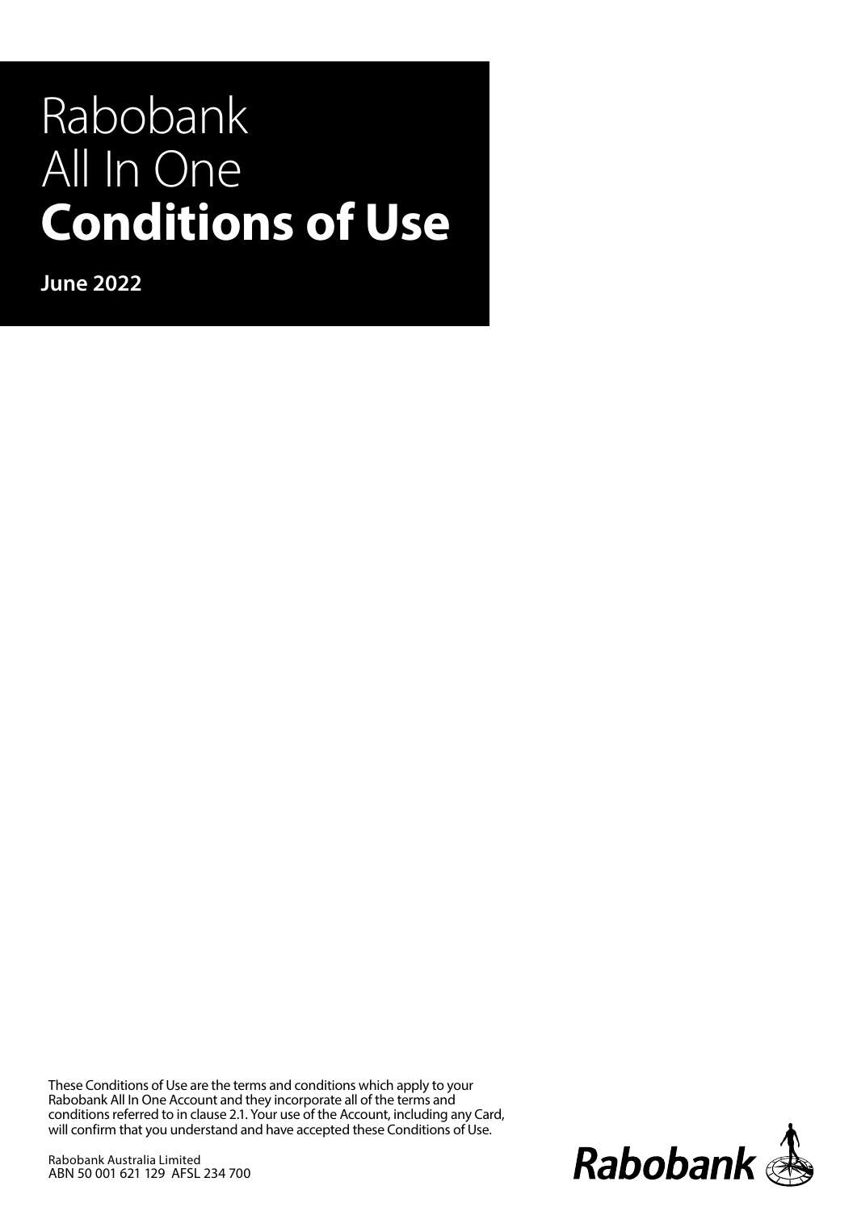# Rabobank All In One **Conditions of Use**

**June 2022**

These Conditions of Use are the terms and conditions which apply to your Rabobank All In One Account and they incorporate all of the terms and conditions referred to in clause 2.1. Your use of the Account, including any Card, will confirm that you understand and have accepted these Conditions of Use.

Rabobank Australia Limited
ABN 50 001 621 129 AFSL 234 700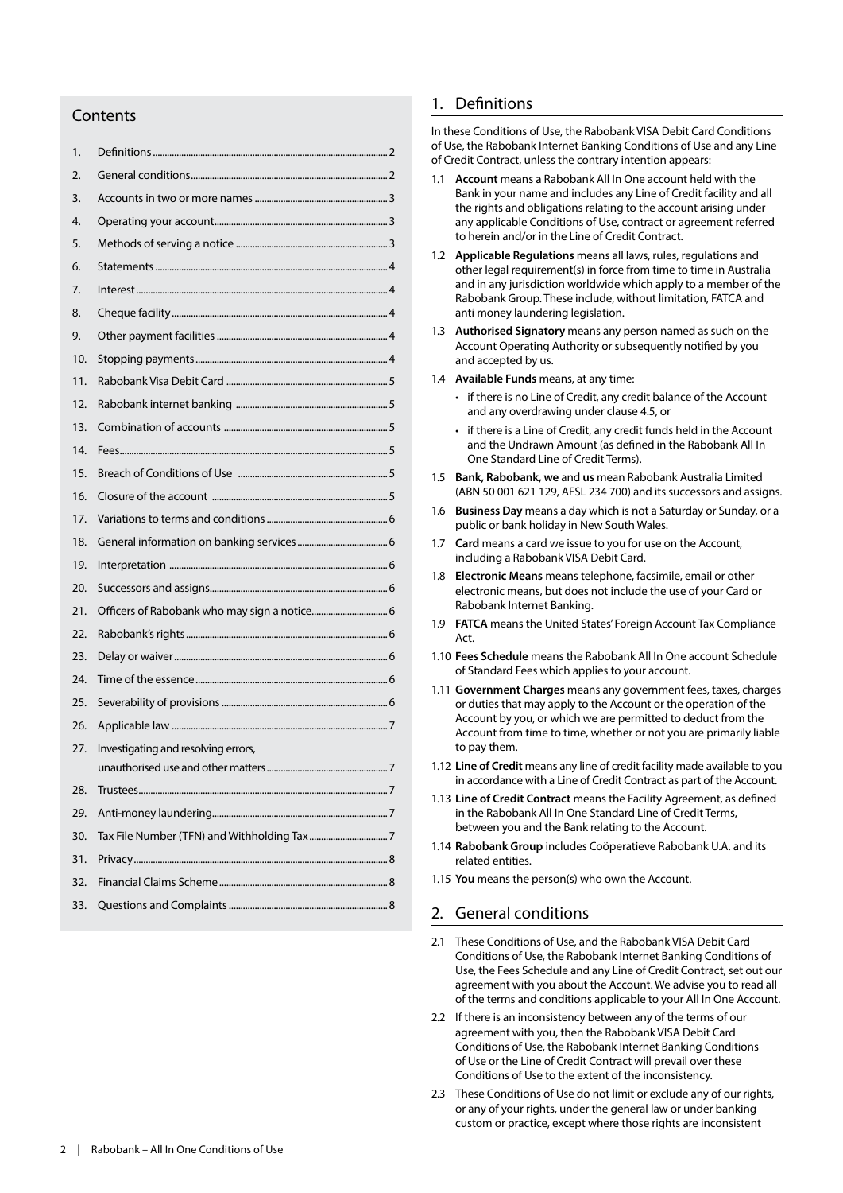## Contents

1. Definitions ..... 2
2. General conditions ..... 2
3. Accounts in two or more names ..... 3
4. Operating your account ..... 3
5. Methods of serving a notice ..... 3
6. Statements ..... 4
7. Interest ..... 4
8. Cheque facility ..... 4
9. Other payment facilities ..... 4
10. Stopping payments ..... 4
11. Rabobank Visa Debit Card ..... 5
12. Rabobank internet banking ..... 5
13. Combination of accounts ..... 5
14. Fees ..... 5
15. Breach of Conditions of Use ..... 5
16. Closure of the account ..... 5
17. Variations to terms and conditions ..... 6
18. General information on banking services ..... 6
19. Interpretation ..... 6
20. Successors and assigns ..... 6
21. Officers of Rabobank who may sign a notice ..... 6
22. Rabobank's rights ..... 6
23. Delay or waiver ..... 6
24. Time of the essence ..... 6
25. Severability of provisions ..... 6
26. Applicable law ..... 7
27. Investigating and resolving errors, unauthorised use and other matters ..... 7
28. Trustees ..... 7
29. Anti-money laundering ..... 7
30. Tax File Number (TFN) and Withholding Tax ..... 7
31. Privacy ..... 8
32. Financial Claims Scheme ..... 8
33. Questions and Complaints ..... 8

## 1. Definitions

In these Conditions of Use, the Rabobank VISA Debit Card Conditions of Use, the Rabobank Internet Banking Conditions of Use and any Line of Credit Contract, unless the contrary intention appears:

1.1 **Account** means a Rabobank All In One account held with the Bank in your name and includes any Line of Credit facility and all the rights and obligations relating to the account arising under any applicable Conditions of Use, contract or agreement referred to herein and/or in the Line of Credit Contract.

1.2 **Applicable Regulations** means all laws, rules, regulations and other legal requirement(s) in force from time to time in Australia and in any jurisdiction worldwide which apply to a member of the Rabobank Group. These include, without limitation, FATCA and anti money laundering legislation.

1.3 **Authorised Signatory** means any person named as such on the Account Operating Authority or subsequently notified by you and accepted by us.

1.4 **Available Funds** means, at any time:

- if there is no Line of Credit, any credit balance of the Account and any overdrawing under clause 4.5, or
- if there is a Line of Credit, any credit funds held in the Account and the Undrawn Amount (as defined in the Rabobank All In One Standard Line of Credit Terms).

1.5 **Bank, Rabobank, we** and **us** mean Rabobank Australia Limited (ABN 50 001 621 129, AFSL 234 700) and its successors and assigns.

1.6 **Business Day** means a day which is not a Saturday or Sunday, or a public or bank holiday in New South Wales.

1.7 **Card** means a card we issue to you for use on the Account, including a Rabobank VISA Debit Card.

1.8 **Electronic Means** means telephone, facsimile, email or other electronic means, but does not include the use of your Card or Rabobank Internet Banking.

1.9 **FATCA** means the United States' Foreign Account Tax Compliance Act.

1.10 **Fees Schedule** means the Rabobank All In One account Schedule of Standard Fees which applies to your account.

1.11 **Government Charges** means any government fees, taxes, charges or duties that may apply to the Account or the operation of the Account by you, or which we are permitted to deduct from the Account from time to time, whether or not you are primarily liable to pay them.

1.12 **Line of Credit** means any line of credit facility made available to you in accordance with a Line of Credit Contract as part of the Account.

1.13 **Line of Credit Contract** means the Facility Agreement, as defined in the Rabobank All In One Standard Line of Credit Terms, between you and the Bank relating to the Account.

1.14 **Rabobank Group** includes Coöperatieve Rabobank U.A. and its related entities.

1.15 **You** means the person(s) who own the Account.

## 2. General conditions

2.1 These Conditions of Use, and the Rabobank VISA Debit Card Conditions of Use, the Rabobank Internet Banking Conditions of Use, the Fees Schedule and any Line of Credit Contract, set out our agreement with you about the Account. We advise you to read all of the terms and conditions applicable to your All In One Account.

2.2 If there is an inconsistency between any of the terms of our agreement with you, then the Rabobank VISA Debit Card Conditions of Use, the Rabobank Internet Banking Conditions of Use or the Line of Credit Contract will prevail over these Conditions of Use to the extent of the inconsistency.

2.3 These Conditions of Use do not limit or exclude any of our rights, or any of your rights, under the general law or under banking custom or practice, except where those rights are inconsistent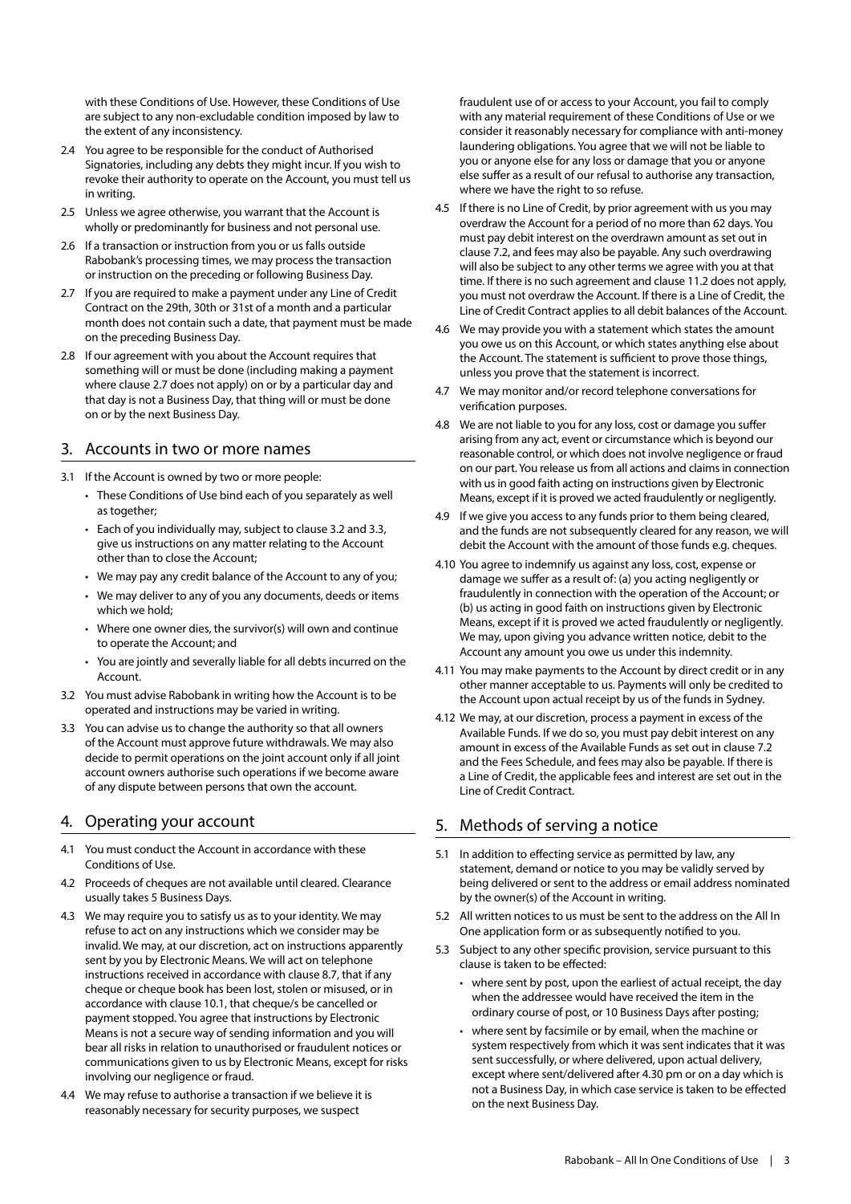with these Conditions of Use. However, these Conditions of Use are subject to any non-excludable condition imposed by law to the extent of any inconsistency.

2.4 You agree to be responsible for the conduct of Authorised Signatories, including any debts they might incur. If you wish to revoke their authority to operate on the Account, you must tell us in writing.

2.5 Unless we agree otherwise, you warrant that the Account is wholly or predominantly for business and not personal use.

2.6 If a transaction or instruction from you or us falls outside Rabobank's processing times, we may process the transaction or instruction on the preceding or following Business Day.

2.7 If you are required to make a payment under any Line of Credit Contract on the 29th, 30th or 31st of a month and a particular month does not contain such a date, that payment must be made on the preceding Business Day.

2.8 If our agreement with you about the Account requires that something will or must be done (including making a payment where clause 2.7 does not apply) on or by a particular day and that day is not a Business Day, that thing will or must be done on or by the next Business Day.

## 3. Accounts in two or more names

3.1 If the Account is owned by two or more people:

- These Conditions of Use bind each of you separately as well as together;
- Each of you individually may, subject to clause 3.2 and 3.3, give us instructions on any matter relating to the Account other than to close the Account;
- We may pay any credit balance of the Account to any of you;
- We may deliver to any of you any documents, deeds or items which we hold;
- Where one owner dies, the survivor(s) will own and continue to operate the Account; and
- You are jointly and severally liable for all debts incurred on the Account.

3.2 You must advise Rabobank in writing how the Account is to be operated and instructions may be varied in writing.

3.3 You can advise us to change the authority so that all owners of the Account must approve future withdrawals. We may also decide to permit operations on the joint account only if all joint account owners authorise such operations if we become aware of any dispute between persons that own the account.

## 4. Operating your account

4.1 You must conduct the Account in accordance with these Conditions of Use.

4.2 Proceeds of cheques are not available until cleared. Clearance usually takes 5 Business Days.

4.3 We may require you to satisfy us as to your identity. We may refuse to act on any instructions which we consider may be invalid. We may, at our discretion, act on instructions apparently sent by you by Electronic Means. We will act on telephone instructions received in accordance with clause 8.7, that if any cheque or cheque book has been lost, stolen or misused, or in accordance with clause 10.1, that cheque/s be cancelled or payment stopped. You agree that instructions by Electronic Means is not a secure way of sending information and you will bear all risks in relation to unauthorised or fraudulent notices or communications given to us by Electronic Means, except for risks involving our negligence or fraud.

4.4 We may refuse to authorise a transaction if we believe it is reasonably necessary for security purposes, we suspect fraudulent use of or access to your Account, you fail to comply with any material requirement of these Conditions of Use or we consider it reasonably necessary for compliance with anti-money laundering obligations. You agree that we will not be liable to you or anyone else for any loss or damage that you or anyone else suffer as a result of our refusal to authorise any transaction, where we have the right to so refuse.

4.5 If there is no Line of Credit, by prior agreement with us you may overdraw the Account for a period of no more than 62 days. You must pay debit interest on the overdrawn amount as set out in clause 7.2, and fees may also be payable. Any such overdrawing will also be subject to any other terms we agree with you at that time. If there is no such agreement and clause 11.2 does not apply, you must not overdraw the Account. If there is a Line of Credit, the Line of Credit Contract applies to all debit balances of the Account.

4.6 We may provide you with a statement which states the amount you owe us on this Account, or which states anything else about the Account. The statement is sufficient to prove those things, unless you prove that the statement is incorrect.

4.7 We may monitor and/or record telephone conversations for verification purposes.

4.8 We are not liable to you for any loss, cost or damage you suffer arising from any act, event or circumstance which is beyond our reasonable control, or which does not involve negligence or fraud on our part. You release us from all actions and claims in connection with us in good faith acting on instructions given by Electronic Means, except if it is proved we acted fraudulently or negligently.

4.9 If we give you access to any funds prior to them being cleared, and the funds are not subsequently cleared for any reason, we will debit the Account with the amount of those funds e.g. cheques.

4.10 You agree to indemnify us against any loss, cost, expense or damage we suffer as a result of: (a) you acting negligently or fraudulently in connection with the operation of the Account; or (b) us acting in good faith on instructions given by Electronic Means, except if it is proved we acted fraudulently or negligently. We may, upon giving you advance written notice, debit to the Account any amount you owe us under this indemnity.

4.11 You may make payments to the Account by direct credit or in any other manner acceptable to us. Payments will only be credited to the Account upon actual receipt by us of the funds in Sydney.

4.12 We may, at our discretion, process a payment in excess of the Available Funds. If we do so, you must pay debit interest on any amount in excess of the Available Funds as set out in clause 7.2 and the Fees Schedule, and fees may also be payable. If there is a Line of Credit, the applicable fees and interest are set out in the Line of Credit Contract.

## 5. Methods of serving a notice

5.1 In addition to effecting service as permitted by law, any statement, demand or notice to you may be validly served by being delivered or sent to the address or email address nominated by the owner(s) of the Account in writing.

5.2 All written notices to us must be sent to the address on the All In One application form or as subsequently notified to you.

5.3 Subject to any other specific provision, service pursuant to this clause is taken to be effected:

- where sent by post, upon the earliest of actual receipt, the day when the addressee would have received the item in the ordinary course of post, or 10 Business Days after posting;
- where sent by facsimile or by email, when the machine or system respectively from which it was sent indicates that it was sent successfully, or where delivered, upon actual delivery, except where sent/delivered after 4.30 pm or on a day which is not a Business Day, in which case service is taken to be effected on the next Business Day.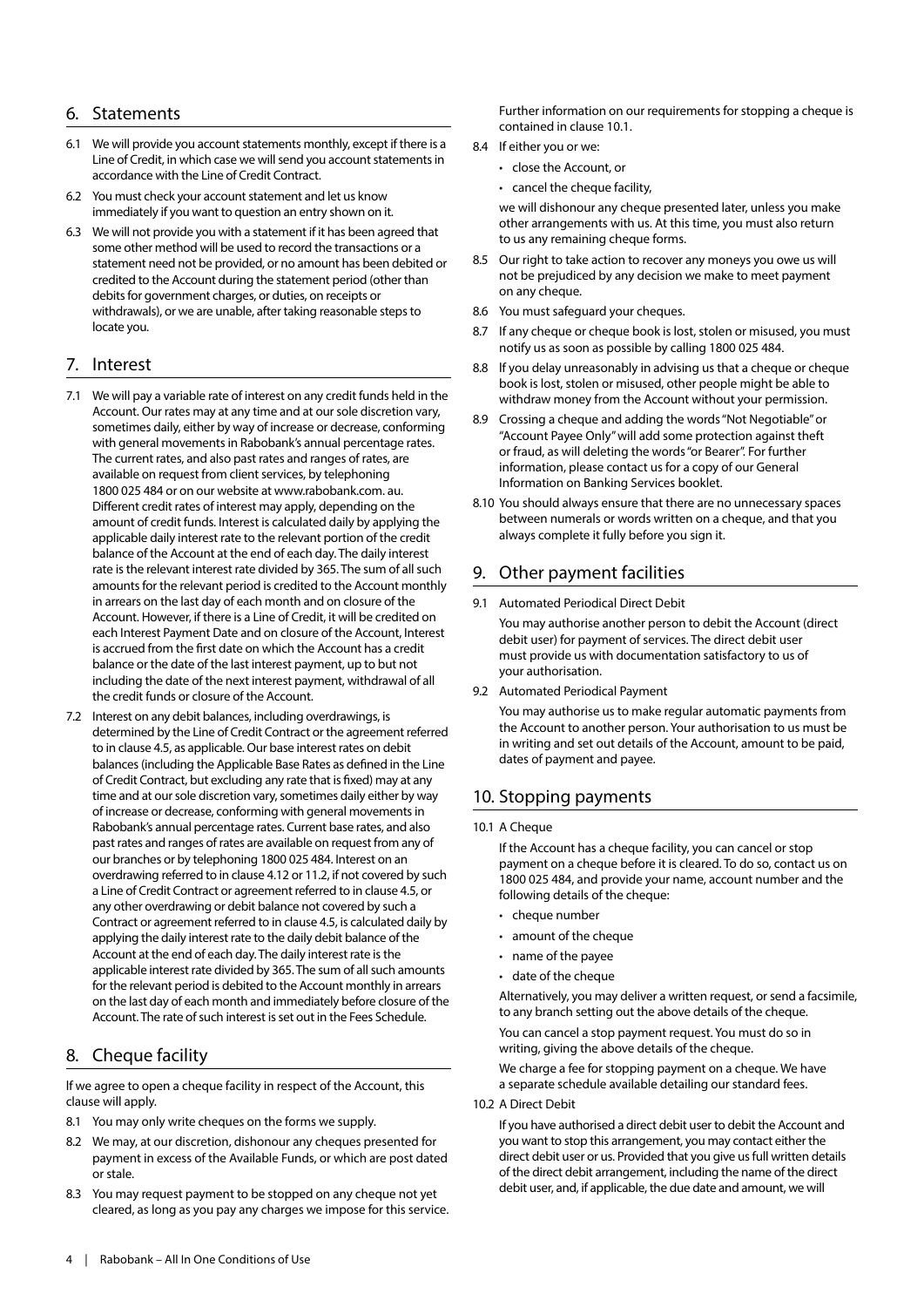## 6. Statements

6.1 We will provide you account statements monthly, except if there is a Line of Credit, in which case we will send you account statements in accordance with the Line of Credit Contract.

6.2 You must check your account statement and let us know immediately if you want to question an entry shown on it.

6.3 We will not provide you with a statement if it has been agreed that some other method will be used to record the transactions or a statement need not be provided, or no amount has been debited or credited to the Account during the statement period (other than debits for government charges, or duties, on receipts or withdrawals), or we are unable, after taking reasonable steps to locate you.

## 7. Interest

7.1 We will pay a variable rate of interest on any credit funds held in the Account. Our rates may at any time and at our sole discretion vary, sometimes daily, either by way of increase or decrease, conforming with general movements in Rabobank's annual percentage rates. The current rates, and also past rates and ranges of rates, are available on request from client services, by telephoning 1800 025 484 or on our website at www.rabobank.com. au. Different credit rates of interest may apply, depending on the amount of credit funds. Interest is calculated daily by applying the applicable daily interest rate to the relevant portion of the credit balance of the Account at the end of each day. The daily interest rate is the relevant interest rate divided by 365. The sum of all such amounts for the relevant period is credited to the Account monthly in arrears on the last day of each month and on closure of the Account. However, if there is a Line of Credit, it will be credited on each Interest Payment Date and on closure of the Account, Interest is accrued from the first date on which the Account has a credit balance or the date of the last interest payment, up to but not including the date of the next interest payment, withdrawal of all the credit funds or closure of the Account.

7.2 Interest on any debit balances, including overdrawings, is determined by the Line of Credit Contract or the agreement referred to in clause 4.5, as applicable. Our base interest rates on debit balances (including the Applicable Base Rates as defined in the Line of Credit Contract, but excluding any rate that is fixed) may at any time and at our sole discretion vary, sometimes daily either by way of increase or decrease, conforming with general movements in Rabobank's annual percentage rates. Current base rates, and also past rates and ranges of rates are available on request from any of our branches or by telephoning 1800 025 484. Interest on an overdrawing referred to in clause 4.12 or 11.2, if not covered by such a Line of Credit Contract or agreement referred to in clause 4.5, or any other overdrawing or debit balance not covered by such a Contract or agreement referred to in clause 4.5, is calculated daily by applying the daily interest rate to the daily debit balance of the Account at the end of each day. The daily interest rate is the applicable interest rate divided by 365. The sum of all such amounts for the relevant period is debited to the Account monthly in arrears on the last day of each month and immediately before closure of the Account. The rate of such interest is set out in the Fees Schedule.

## 8. Cheque facility

If we agree to open a cheque facility in respect of the Account, this clause will apply.

8.1 You may only write cheques on the forms we supply.

8.2 We may, at our discretion, dishonour any cheques presented for payment in excess of the Available Funds, or which are post dated or stale.

8.3 You may request payment to be stopped on any cheque not yet cleared, as long as you pay any charges we impose for this service. Further information on our requirements for stopping a cheque is contained in clause 10.1.

8.4 If either you or we:

- close the Account, or
- cancel the cheque facility,

we will dishonour any cheque presented later, unless you make other arrangements with us. At this time, you must also return to us any remaining cheque forms.

8.5 Our right to take action to recover any moneys you owe us will not be prejudiced by any decision we make to meet payment on any cheque.

8.6 You must safeguard your cheques.

8.7 If any cheque or cheque book is lost, stolen or misused, you must notify us as soon as possible by calling 1800 025 484.

8.8 If you delay unreasonably in advising us that a cheque or cheque book is lost, stolen or misused, other people might be able to withdraw money from the Account without your permission.

8.9 Crossing a cheque and adding the words "Not Negotiable" or "Account Payee Only" will add some protection against theft or fraud, as will deleting the words "or Bearer". For further information, please contact us for a copy of our General Information on Banking Services booklet.

8.10 You should always ensure that there are no unnecessary spaces between numerals or words written on a cheque, and that you always complete it fully before you sign it.

## 9. Other payment facilities

9.1 Automated Periodical Direct Debit

You may authorise another person to debit the Account (direct debit user) for payment of services. The direct debit user must provide us with documentation satisfactory to us of your authorisation.

9.2 Automated Periodical Payment

You may authorise us to make regular automatic payments from the Account to another person. Your authorisation to us must be in writing and set out details of the Account, amount to be paid, dates of payment and payee.

## 10. Stopping payments

10.1 A Cheque

If the Account has a cheque facility, you can cancel or stop payment on a cheque before it is cleared. To do so, contact us on 1800 025 484, and provide your name, account number and the following details of the cheque:

- cheque number
- amount of the cheque
- name of the payee
- date of the cheque

Alternatively, you may deliver a written request, or send a facsimile, to any branch setting out the above details of the cheque.

You can cancel a stop payment request. You must do so in writing, giving the above details of the cheque.

We charge a fee for stopping payment on a cheque. We have a separate schedule available detailing our standard fees.

10.2 A Direct Debit

If you have authorised a direct debit user to debit the Account and you want to stop this arrangement, you may contact either the direct debit user or us. Provided that you give us full written details of the direct debit arrangement, including the name of the direct debit user, and, if applicable, the due date and amount, we will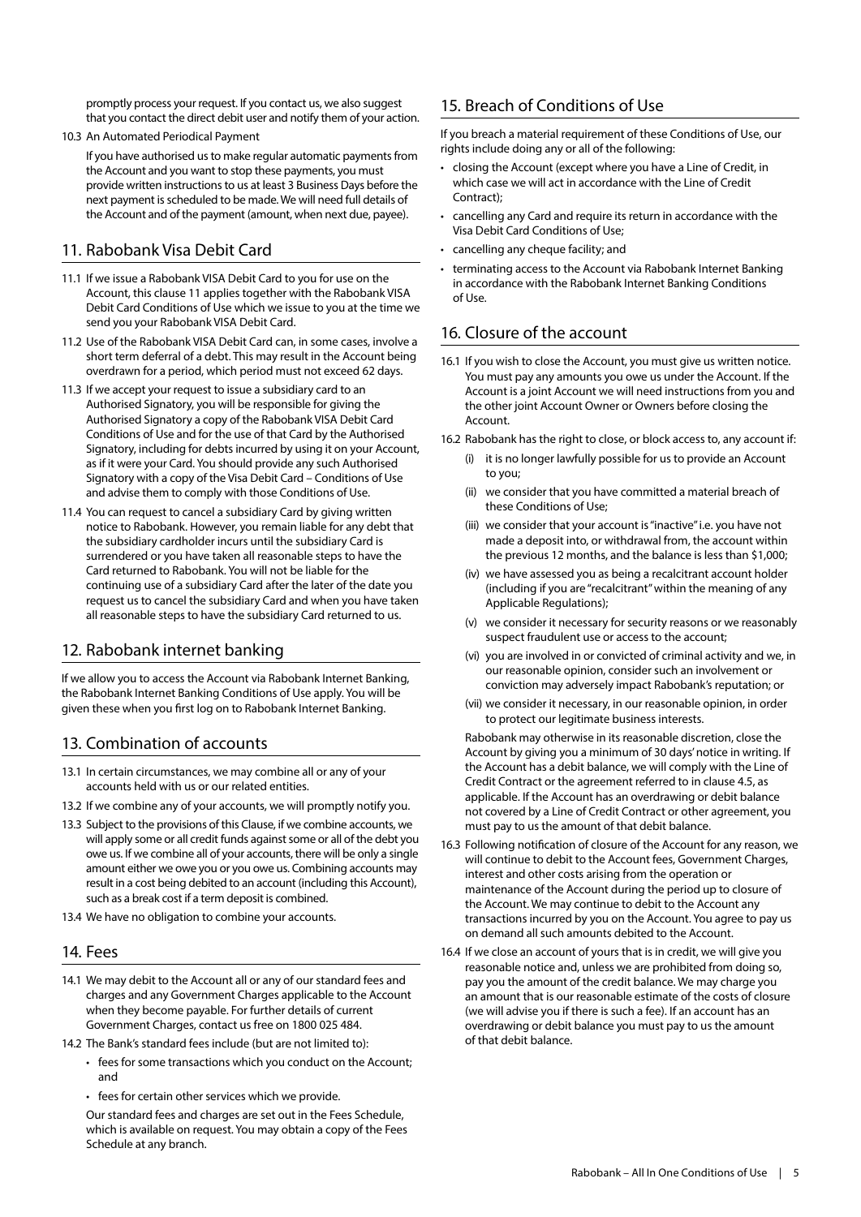promptly process your request. If you contact us, we also suggest that you contact the direct debit user and notify them of your action.

10.3 An Automated Periodical Payment

If you have authorised us to make regular automatic payments from the Account and you want to stop these payments, you must provide written instructions to us at least 3 Business Days before the next payment is scheduled to be made. We will need full details of the Account and of the payment (amount, when next due, payee).

## 11. Rabobank Visa Debit Card

11.1 If we issue a Rabobank VISA Debit Card to you for use on the Account, this clause 11 applies together with the Rabobank VISA Debit Card Conditions of Use which we issue to you at the time we send you your Rabobank VISA Debit Card.

11.2 Use of the Rabobank VISA Debit Card can, in some cases, involve a short term deferral of a debt. This may result in the Account being overdrawn for a period, which period must not exceed 62 days.

11.3 If we accept your request to issue a subsidiary card to an Authorised Signatory, you will be responsible for giving the Authorised Signatory a copy of the Rabobank VISA Debit Card Conditions of Use and for the use of that Card by the Authorised Signatory, including for debts incurred by using it on your Account, as if it were your Card. You should provide any such Authorised Signatory with a copy of the Visa Debit Card – Conditions of Use and advise them to comply with those Conditions of Use.

11.4 You can request to cancel a subsidiary Card by giving written notice to Rabobank. However, you remain liable for any debt that the subsidiary cardholder incurs until the subsidiary Card is surrendered or you have taken all reasonable steps to have the Card returned to Rabobank. You will not be liable for the continuing use of a subsidiary Card after the later of the date you request us to cancel the subsidiary Card and when you have taken all reasonable steps to have the subsidiary Card returned to us.

## 12. Rabobank internet banking

If we allow you to access the Account via Rabobank Internet Banking, the Rabobank Internet Banking Conditions of Use apply. You will be given these when you first log on to Rabobank Internet Banking.

## 13. Combination of accounts

13.1 In certain circumstances, we may combine all or any of your accounts held with us or our related entities.

13.2 If we combine any of your accounts, we will promptly notify you.

13.3 Subject to the provisions of this Clause, if we combine accounts, we will apply some or all credit funds against some or all of the debt you owe us. If we combine all of your accounts, there will be only a single amount either we owe you or you owe us. Combining accounts may result in a cost being debited to an account (including this Account), such as a break cost if a term deposit is combined.

13.4 We have no obligation to combine your accounts.

## 14. Fees

14.1 We may debit to the Account all or any of our standard fees and charges and any Government Charges applicable to the Account when they become payable. For further details of current Government Charges, contact us free on 1800 025 484.

14.2 The Bank's standard fees include (but are not limited to):

- fees for some transactions which you conduct on the Account; and
- fees for certain other services which we provide.

Our standard fees and charges are set out in the Fees Schedule, which is available on request. You may obtain a copy of the Fees Schedule at any branch.

## 15. Breach of Conditions of Use

If you breach a material requirement of these Conditions of Use, our rights include doing any or all of the following:

- closing the Account (except where you have a Line of Credit, in which case we will act in accordance with the Line of Credit Contract);
- cancelling any Card and require its return in accordance with the Visa Debit Card Conditions of Use;
- cancelling any cheque facility; and
- terminating access to the Account via Rabobank Internet Banking in accordance with the Rabobank Internet Banking Conditions of Use.

## 16. Closure of the account

16.1 If you wish to close the Account, you must give us written notice. You must pay any amounts you owe us under the Account. If the Account is a joint Account we will need instructions from you and the other joint Account Owner or Owners before closing the Account.

16.2 Rabobank has the right to close, or block access to, any account if:

(i) it is no longer lawfully possible for us to provide an Account to you;

(ii) we consider that you have committed a material breach of these Conditions of Use;

(iii) we consider that your account is "inactive" i.e. you have not made a deposit into, or withdrawal from, the account within the previous 12 months, and the balance is less than $1,000;

(iv) we have assessed you as being a recalcitrant account holder (including if you are "recalcitrant" within the meaning of any Applicable Regulations);

(v) we consider it necessary for security reasons or we reasonably suspect fraudulent use or access to the account;

(vi) you are involved in or convicted of criminal activity and we, in our reasonable opinion, consider such an involvement or conviction may adversely impact Rabobank's reputation; or

(vii) we consider it necessary, in our reasonable opinion, in order to protect our legitimate business interests.

Rabobank may otherwise in its reasonable discretion, close the Account by giving you a minimum of 30 days' notice in writing. If the Account has a debit balance, we will comply with the Line of Credit Contract or the agreement referred to in clause 4.5, as applicable. If the Account has an overdrawing or debit balance not covered by a Line of Credit Contract or other agreement, you must pay to us the amount of that debit balance.

16.3 Following notification of closure of the Account for any reason, we will continue to debit to the Account fees, Government Charges, interest and other costs arising from the operation or maintenance of the Account during the period up to closure of the Account. We may continue to debit to the Account any transactions incurred by you on the Account. You agree to pay us on demand all such amounts debited to the Account.

16.4 If we close an account of yours that is in credit, we will give you reasonable notice and, unless we are prohibited from doing so, pay you the amount of the credit balance. We may charge you an amount that is our reasonable estimate of the costs of closure (we will advise you if there is such a fee). If an account has an overdrawing or debit balance you must pay to us the amount of that debit balance.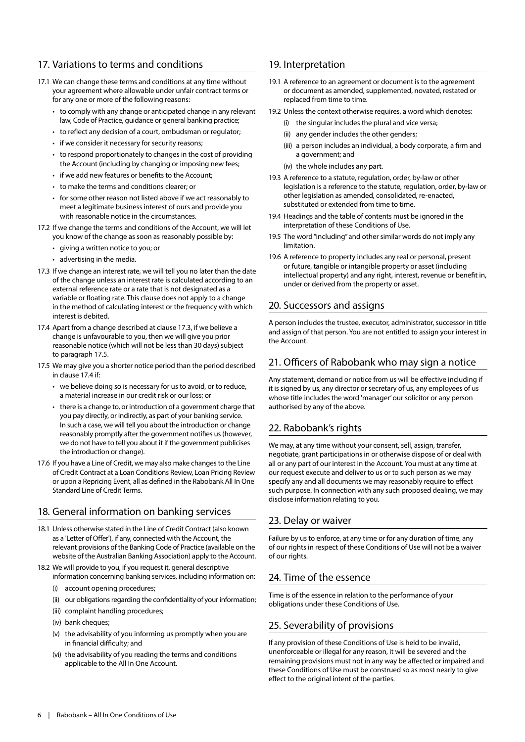## 17. Variations to terms and conditions

17.1 We can change these terms and conditions at any time without your agreement where allowable under unfair contract terms or for any one or more of the following reasons:

- to comply with any change or anticipated change in any relevant law, Code of Practice, guidance or general banking practice;
- to reflect any decision of a court, ombudsman or regulator;
- if we consider it necessary for security reasons;
- to respond proportionately to changes in the cost of providing the Account (including by changing or imposing new fees;
- if we add new features or benefits to the Account;
- to make the terms and conditions clearer; or
- for some other reason not listed above if we act reasonably to meet a legitimate business interest of ours and provide you with reasonable notice in the circumstances.

17.2 If we change the terms and conditions of the Account, we will let you know of the change as soon as reasonably possible by:

- giving a written notice to you; or
- advertising in the media.

17.3 If we change an interest rate, we will tell you no later than the date of the change unless an interest rate is calculated according to an external reference rate or a rate that is not designated as a variable or floating rate. This clause does not apply to a change in the method of calculating interest or the frequency with which interest is debited.

17.4 Apart from a change described at clause 17.3, if we believe a change is unfavourable to you, then we will give you prior reasonable notice (which will not be less than 30 days) subject to paragraph 17.5.

17.5 We may give you a shorter notice period than the period described in clause 17.4 if:

- we believe doing so is necessary for us to avoid, or to reduce, a material increase in our credit risk or our loss; or
- there is a change to, or introduction of a government charge that you pay directly, or indirectly, as part of your banking service. In such a case, we will tell you about the introduction or change reasonably promptly after the government notifies us (however, we do not have to tell you about it if the government publicises the introduction or change).

17.6 If you have a Line of Credit, we may also make changes to the Line of Credit Contract at a Loan Conditions Review, Loan Pricing Review or upon a Repricing Event, all as defined in the Rabobank All In One Standard Line of Credit Terms.

## 18. General information on banking services

18.1 Unless otherwise stated in the Line of Credit Contract (also known as a 'Letter of Offer'), if any, connected with the Account, the relevant provisions of the Banking Code of Practice (available on the website of the Australian Banking Association) apply to the Account.

18.2 We will provide to you, if you request it, general descriptive information concerning banking services, including information on:

(i) account opening procedures;

(ii) our obligations regarding the confidentiality of your information;

(iii) complaint handling procedures;

(iv) bank cheques;

(v) the advisability of you informing us promptly when you are in financial difficulty; and

(vi) the advisability of you reading the terms and conditions applicable to the All In One Account.

## 19. Interpretation

19.1 A reference to an agreement or document is to the agreement or document as amended, supplemented, novated, restated or replaced from time to time.

19.2 Unless the context otherwise requires, a word which denotes:

(i) the singular includes the plural and vice versa;

(ii) any gender includes the other genders;

(iii) a person includes an individual, a body corporate, a firm and a government; and

(iv) the whole includes any part.

19.3 A reference to a statute, regulation, order, by-law or other legislation is a reference to the statute, regulation, order, by-law or other legislation as amended, consolidated, re-enacted, substituted or extended from time to time.

19.4 Headings and the table of contents must be ignored in the interpretation of these Conditions of Use.

19.5 The word "including" and other similar words do not imply any limitation.

19.6 A reference to property includes any real or personal, present or future, tangible or intangible property or asset (including intellectual property) and any right, interest, revenue or benefit in, under or derived from the property or asset.

## 20. Successors and assigns

A person includes the trustee, executor, administrator, successor in title and assign of that person. You are not entitled to assign your interest in the Account.

## 21. Officers of Rabobank who may sign a notice

Any statement, demand or notice from us will be effective including if it is signed by us, any director or secretary of us, any employees of us whose title includes the word 'manager' our solicitor or any person authorised by any of the above.

## 22. Rabobank's rights

We may, at any time without your consent, sell, assign, transfer, negotiate, grant participations in or otherwise dispose of or deal with all or any part of our interest in the Account. You must at any time at our request execute and deliver to us or to such person as we may specify any and all documents we may reasonably require to effect such purpose. In connection with any such proposed dealing, we may disclose information relating to you.

## 23. Delay or waiver

Failure by us to enforce, at any time or for any duration of time, any of our rights in respect of these Conditions of Use will not be a waiver of our rights.

## 24. Time of the essence

Time is of the essence in relation to the performance of your obligations under these Conditions of Use.

## 25. Severability of provisions

If any provision of these Conditions of Use is held to be invalid, unenforceable or illegal for any reason, it will be severed and the remaining provisions must not in any way be affected or impaired and these Conditions of Use must be construed so as most nearly to give effect to the original intent of the parties.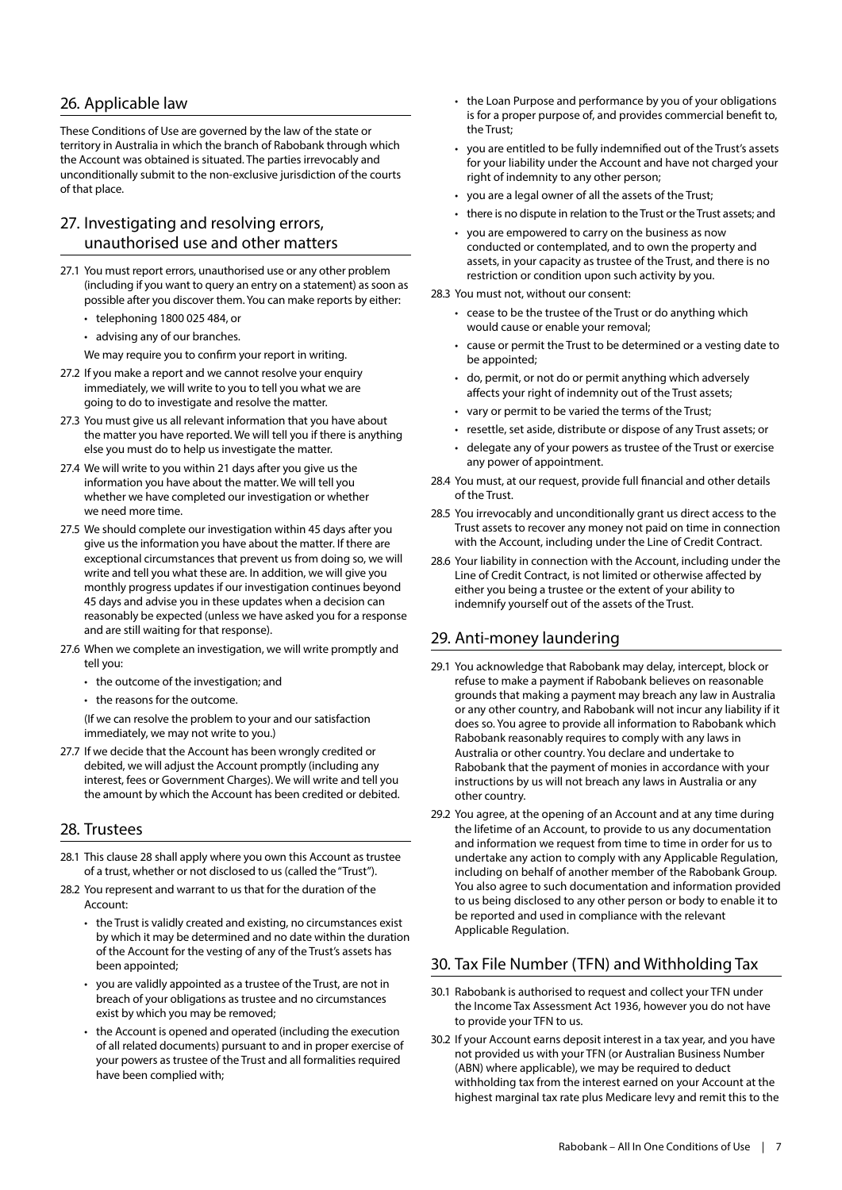## 26. Applicable law

These Conditions of Use are governed by the law of the state or territory in Australia in which the branch of Rabobank through which the Account was obtained is situated. The parties irrevocably and unconditionally submit to the non-exclusive jurisdiction of the courts of that place.

## 27. Investigating and resolving errors, unauthorised use and other matters

27.1 You must report errors, unauthorised use or any other problem (including if you want to query an entry on a statement) as soon as possible after you discover them. You can make reports by either:

- telephoning 1800 025 484, or
- advising any of our branches.

We may require you to confirm your report in writing.

27.2 If you make a report and we cannot resolve your enquiry immediately, we will write to you to tell you what we are going to do to investigate and resolve the matter.

27.3 You must give us all relevant information that you have about the matter you have reported. We will tell you if there is anything else you must do to help us investigate the matter.

27.4 We will write to you within 21 days after you give us the information you have about the matter. We will tell you whether we have completed our investigation or whether we need more time.

27.5 We should complete our investigation within 45 days after you give us the information you have about the matter. If there are exceptional circumstances that prevent us from doing so, we will write and tell you what these are. In addition, we will give you monthly progress updates if our investigation continues beyond 45 days and advise you in these updates when a decision can reasonably be expected (unless we have asked you for a response and are still waiting for that response).

27.6 When we complete an investigation, we will write promptly and tell you:

- the outcome of the investigation; and
- the reasons for the outcome.

(If we can resolve the problem to your and our satisfaction immediately, we may not write to you.)

27.7 If we decide that the Account has been wrongly credited or debited, we will adjust the Account promptly (including any interest, fees or Government Charges). We will write and tell you the amount by which the Account has been credited or debited.

## 28. Trustees

28.1 This clause 28 shall apply where you own this Account as trustee of a trust, whether or not disclosed to us (called the "Trust").

28.2 You represent and warrant to us that for the duration of the Account:

- the Trust is validly created and existing, no circumstances exist by which it may be determined and no date within the duration of the Account for the vesting of any of the Trust's assets has been appointed;
- you are validly appointed as a trustee of the Trust, are not in breach of your obligations as trustee and no circumstances exist by which you may be removed;
- the Account is opened and operated (including the execution of all related documents) pursuant to and in proper exercise of your powers as trustee of the Trust and all formalities required have been complied with;
- the Loan Purpose and performance by you of your obligations is for a proper purpose of, and provides commercial benefit to, the Trust;
- you are entitled to be fully indemnified out of the Trust's assets for your liability under the Account and have not charged your right of indemnity to any other person;
- you are a legal owner of all the assets of the Trust;
- there is no dispute in relation to the Trust or the Trust assets; and
- you are empowered to carry on the business as now conducted or contemplated, and to own the property and assets, in your capacity as trustee of the Trust, and there is no restriction or condition upon such activity by you.

28.3 You must not, without our consent:

- cease to be the trustee of the Trust or do anything which would cause or enable your removal;
- cause or permit the Trust to be determined or a vesting date to be appointed;
- do, permit, or not do or permit anything which adversely affects your right of indemnity out of the Trust assets;
- vary or permit to be varied the terms of the Trust;
- resettle, set aside, distribute or dispose of any Trust assets; or
- delegate any of your powers as trustee of the Trust or exercise any power of appointment.

28.4 You must, at our request, provide full financial and other details of the Trust.

28.5 You irrevocably and unconditionally grant us direct access to the Trust assets to recover any money not paid on time in connection with the Account, including under the Line of Credit Contract.

28.6 Your liability in connection with the Account, including under the Line of Credit Contract, is not limited or otherwise affected by either you being a trustee or the extent of your ability to indemnify yourself out of the assets of the Trust.

## 29. Anti-money laundering

29.1 You acknowledge that Rabobank may delay, intercept, block or refuse to make a payment if Rabobank believes on reasonable grounds that making a payment may breach any law in Australia or any other country, and Rabobank will not incur any liability if it does so. You agree to provide all information to Rabobank which Rabobank reasonably requires to comply with any laws in Australia or other country. You declare and undertake to Rabobank that the payment of monies in accordance with your instructions by us will not breach any laws in Australia or any other country.

29.2 You agree, at the opening of an Account and at any time during the lifetime of an Account, to provide to us any documentation and information we request from time to time in order for us to undertake any action to comply with any Applicable Regulation, including on behalf of another member of the Rabobank Group. You also agree to such documentation and information provided to us being disclosed to any other person or body to enable it to be reported and used in compliance with the relevant Applicable Regulation.

## 30. Tax File Number (TFN) and Withholding Tax

30.1 Rabobank is authorised to request and collect your TFN under the Income Tax Assessment Act 1936, however you do not have to provide your TFN to us.

30.2 If your Account earns deposit interest in a tax year, and you have not provided us with your TFN (or Australian Business Number (ABN) where applicable), we may be required to deduct withholding tax from the interest earned on your Account at the highest marginal tax rate plus Medicare levy and remit this to the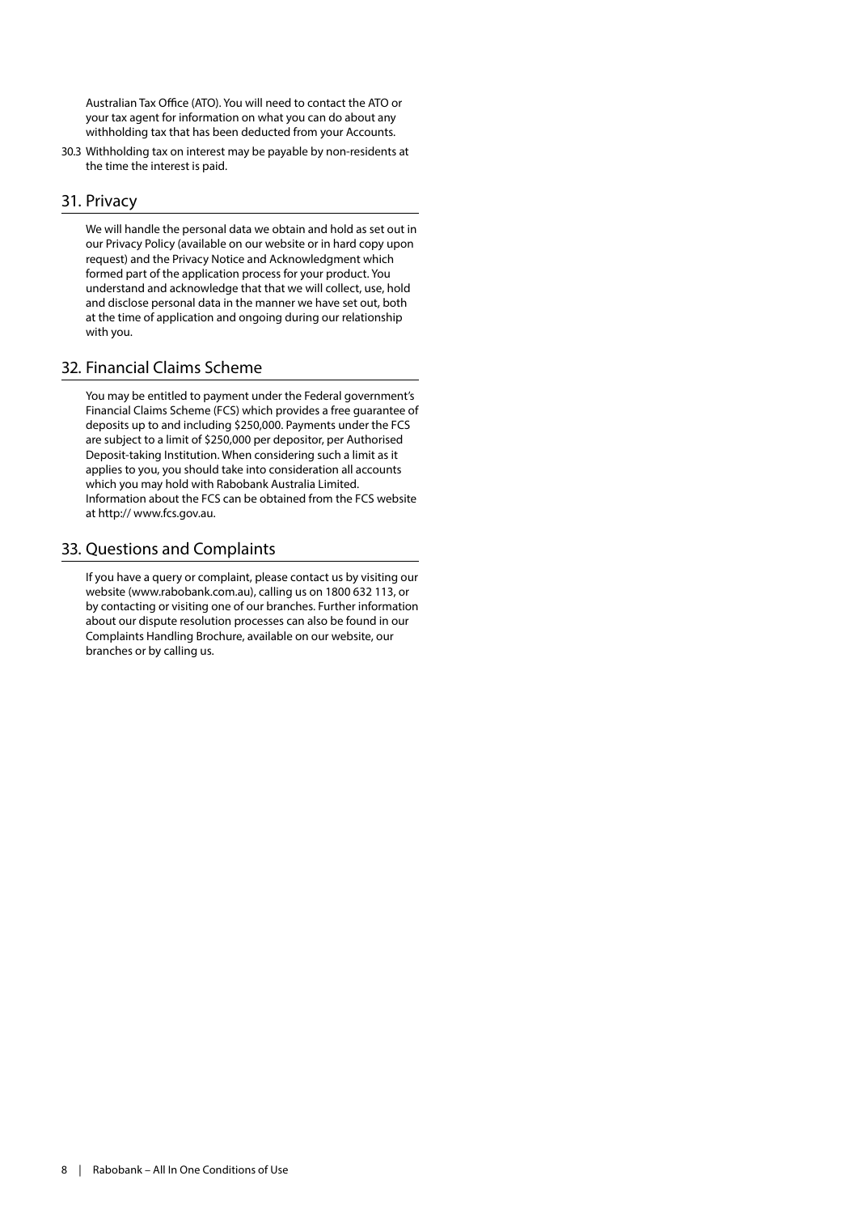Australian Tax Office (ATO). You will need to contact the ATO or your tax agent for information on what you can do about any withholding tax that has been deducted from your Accounts.

30.3 Withholding tax on interest may be payable by non-residents at the time the interest is paid.

## 31. Privacy

We will handle the personal data we obtain and hold as set out in our Privacy Policy (available on our website or in hard copy upon request) and the Privacy Notice and Acknowledgment which formed part of the application process for your product. You understand and acknowledge that that we will collect, use, hold and disclose personal data in the manner we have set out, both at the time of application and ongoing during our relationship with you.

## 32. Financial Claims Scheme

You may be entitled to payment under the Federal government's Financial Claims Scheme (FCS) which provides a free guarantee of deposits up to and including $250,000. Payments under the FCS are subject to a limit of $250,000 per depositor, per Authorised Deposit-taking Institution. When considering such a limit as it applies to you, you should take into consideration all accounts which you may hold with Rabobank Australia Limited. Information about the FCS can be obtained from the FCS website at http:// www.fcs.gov.au.

## 33. Questions and Complaints

If you have a query or complaint, please contact us by visiting our website (www.rabobank.com.au), calling us on 1800 632 113, or by contacting or visiting one of our branches. Further information about our dispute resolution processes can also be found in our Complaints Handling Brochure, available on our website, our branches or by calling us.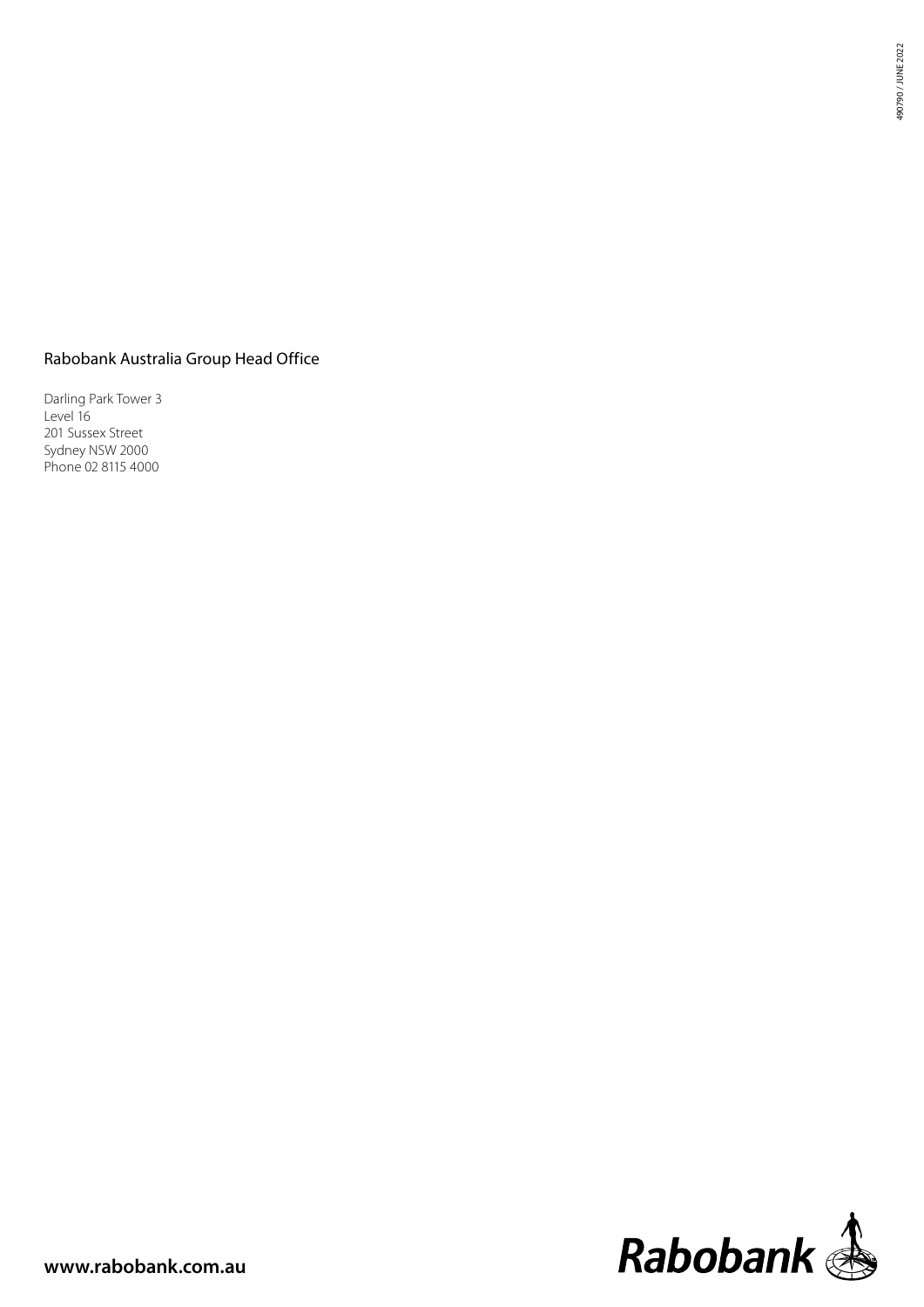Rabobank Australia Group Head Office

Darling Park Tower 3  
Level 16  
201 Sussex Street  
Sydney NSW 2000  
Phone 02 8115 4000

**www.rabobank.com.au**

Rabobank

490790 / JUNE 2022